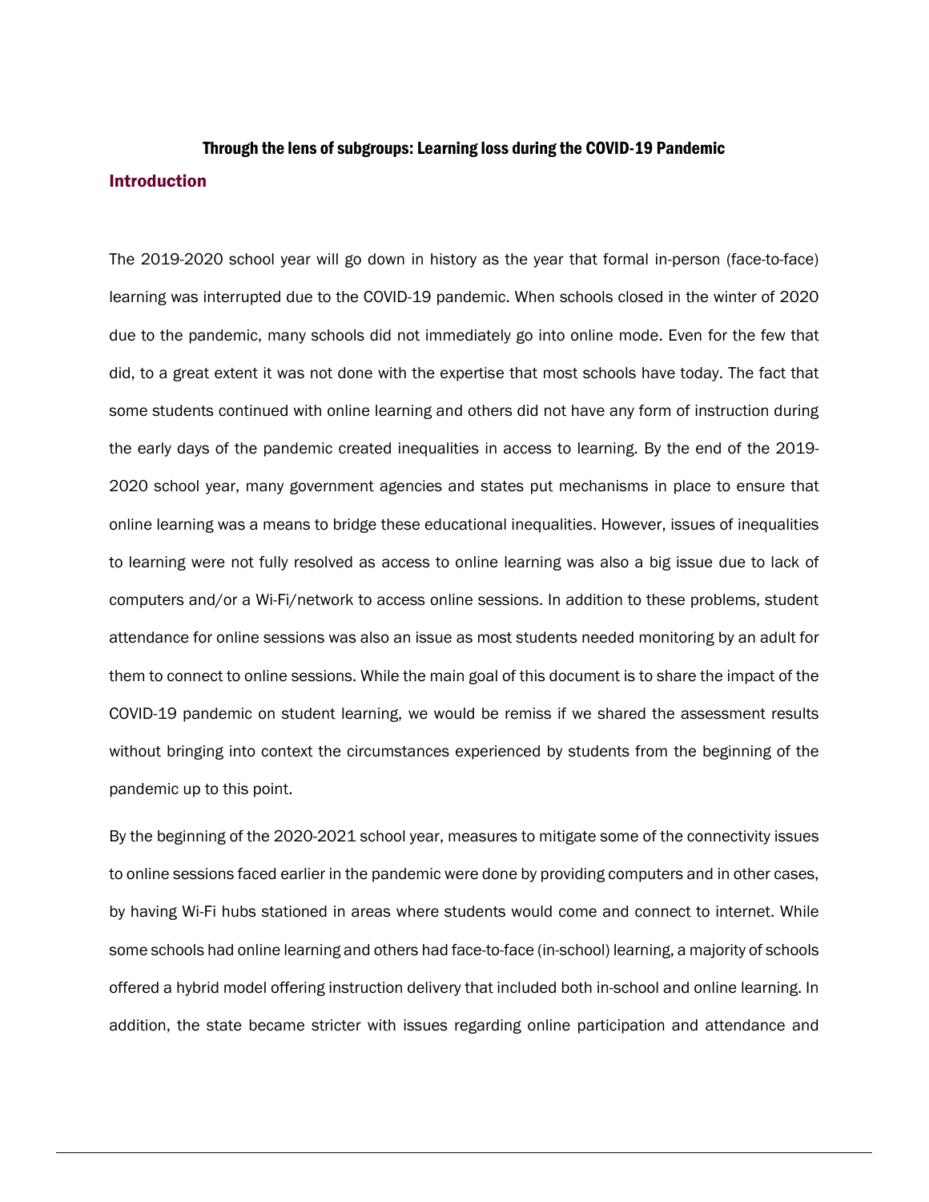# Through the lens of subgroups: Learning loss during the COVID-19 Pandemic

## Introduction

The 2019-2020 school year will go down in history as the year that formal in-person (face-to-face) learning was interrupted due to the COVID-19 pandemic. When schools closed in the winter of 2020 due to the pandemic, many schools did not immediately go into online mode. Even for the few that did, to a great extent it was not done with the expertise that most schools have today. The fact that some students continued with online learning and others did not have any form of instruction during the early days of the pandemic created inequalities in access to learning. By the end of the 2019-2020 school year, many government agencies and states put mechanisms in place to ensure that online learning was a means to bridge these educational inequalities. However, issues of inequalities to learning were not fully resolved as access to online learning was also a big issue due to lack of computers and/or a Wi-Fi/network to access online sessions. In addition to these problems, student attendance for online sessions was also an issue as most students needed monitoring by an adult for them to connect to online sessions. While the main goal of this document is to share the impact of the COVID-19 pandemic on student learning, we would be remiss if we shared the assessment results without bringing into context the circumstances experienced by students from the beginning of the pandemic up to this point.

By the beginning of the 2020-2021 school year, measures to mitigate some of the connectivity issues to online sessions faced earlier in the pandemic were done by providing computers and in other cases, by having Wi-Fi hubs stationed in areas where students would come and connect to internet. While some schools had online learning and others had face-to-face (in-school) learning, a majority of schools offered a hybrid model offering instruction delivery that included both in-school and online learning. In addition, the state became stricter with issues regarding online participation and attendance and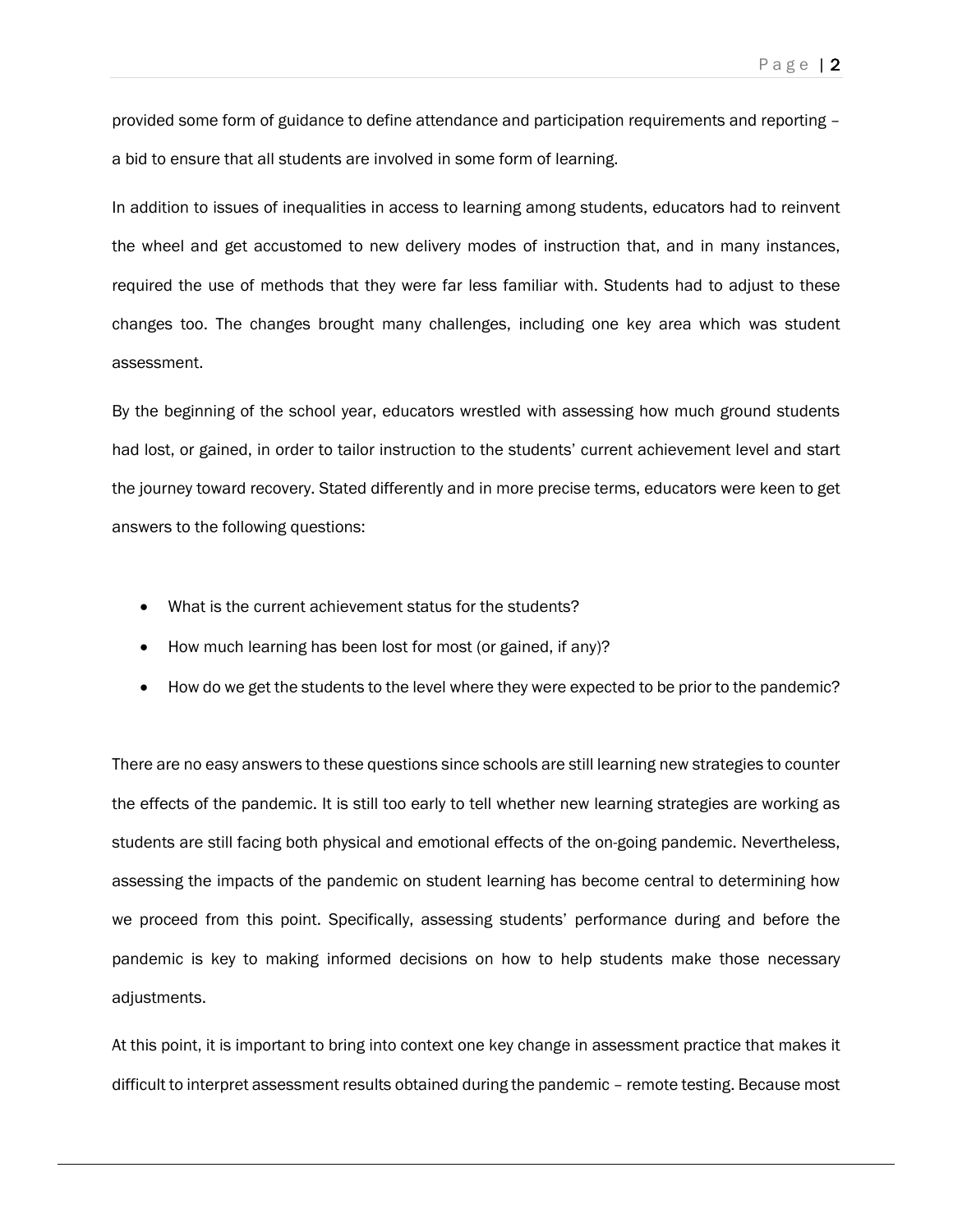provided some form of guidance to define attendance and participation requirements and reporting – a bid to ensure that all students are involved in some form of learning.

In addition to issues of inequalities in access to learning among students, educators had to reinvent the wheel and get accustomed to new delivery modes of instruction that, and in many instances, required the use of methods that they were far less familiar with. Students had to adjust to these changes too. The changes brought many challenges, including one key area which was student assessment.

By the beginning of the school year, educators wrestled with assessing how much ground students had lost, or gained, in order to tailor instruction to the students' current achievement level and start the journey toward recovery. Stated differently and in more precise terms, educators were keen to get answers to the following questions:

- What is the current achievement status for the students?
- How much learning has been lost for most (or gained, if any)?
- How do we get the students to the level where they were expected to be prior to the pandemic?

There are no easy answers to these questions since schools are still learning new strategies to counter the effects of the pandemic. It is still too early to tell whether new learning strategies are working as students are still facing both physical and emotional effects of the on-going pandemic. Nevertheless, assessing the impacts of the pandemic on student learning has become central to determining how we proceed from this point. Specifically, assessing students' performance during and before the pandemic is key to making informed decisions on how to help students make those necessary adjustments.

At this point, it is important to bring into context one key change in assessment practice that makes it difficult to interpret assessment results obtained during the pandemic – remote testing. Because most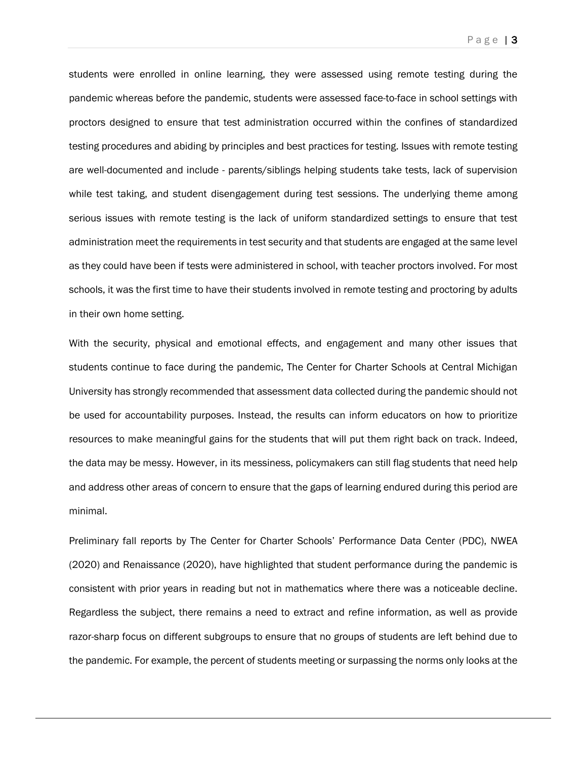students were enrolled in online learning, they were assessed using remote testing during the pandemic whereas before the pandemic, students were assessed face-to-face in school settings with proctors designed to ensure that test administration occurred within the confines of standardized testing procedures and abiding by principles and best practices for testing. Issues with remote testing are well-documented and include - parents/siblings helping students take tests, lack of supervision while test taking, and student disengagement during test sessions. The underlying theme among serious issues with remote testing is the lack of uniform standardized settings to ensure that test administration meet the requirements in test security and that students are engaged at the same level as they could have been if tests were administered in school, with teacher proctors involved. For most schools, it was the first time to have their students involved in remote testing and proctoring by adults in their own home setting.

With the security, physical and emotional effects, and engagement and many other issues that students continue to face during the pandemic, The Center for Charter Schools at Central Michigan University has strongly recommended that assessment data collected during the pandemic should not be used for accountability purposes. Instead, the results can inform educators on how to prioritize resources to make meaningful gains for the students that will put them right back on track. Indeed, the data may be messy. However, in its messiness, policymakers can still flag students that need help and address other areas of concern to ensure that the gaps of learning endured during this period are minimal.

Preliminary fall reports by The Center for Charter Schools' Performance Data Center (PDC), NWEA (2020) and Renaissance (2020), have highlighted that student performance during the pandemic is consistent with prior years in reading but not in mathematics where there was a noticeable decline. Regardless the subject, there remains a need to extract and refine information, as well as provide razor-sharp focus on different subgroups to ensure that no groups of students are left behind due to the pandemic. For example, the percent of students meeting or surpassing the norms only looks at the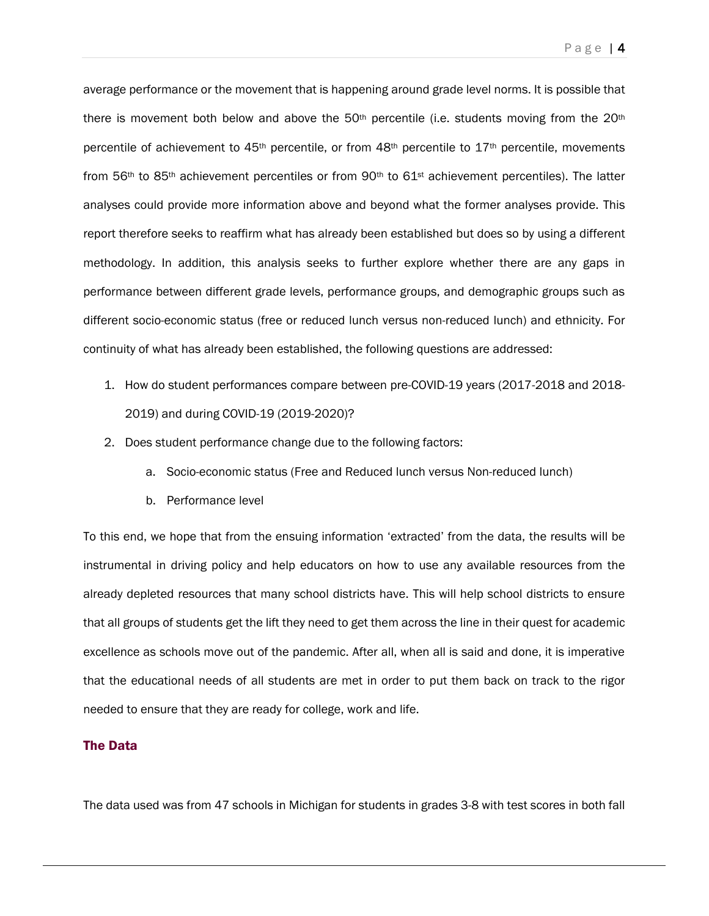average performance or the movement that is happening around grade level norms. It is possible that there is movement both below and above the 50th percentile (i.e. students moving from the 20th percentile of achievement to 45th percentile, or from 48th percentile to 17th percentile, movements from 56th to 85th achievement percentiles or from 90th to 61st achievement percentiles). The latter analyses could provide more information above and beyond what the former analyses provide. This report therefore seeks to reaffirm what has already been established but does so by using a different methodology. In addition, this analysis seeks to further explore whether there are any gaps in performance between different grade levels, performance groups, and demographic groups such as different socio-economic status (free or reduced lunch versus non-reduced lunch) and ethnicity. For continuity of what has already been established, the following questions are addressed:

1. How do student performances compare between pre-COVID-19 years (2017-2018 and 2018-2019) and during COVID-19 (2019-2020)?
2. Does student performance change due to the following factors:
    a. Socio-economic status (Free and Reduced lunch versus Non-reduced lunch)
    b. Performance level

To this end, we hope that from the ensuing information 'extracted' from the data, the results will be instrumental in driving policy and help educators on how to use any available resources from the already depleted resources that many school districts have. This will help school districts to ensure that all groups of students get the lift they need to get them across the line in their quest for academic excellence as schools move out of the pandemic. After all, when all is said and done, it is imperative that the educational needs of all students are met in order to put them back on track to the rigor needed to ensure that they are ready for college, work and life.

## The Data

The data used was from 47 schools in Michigan for students in grades 3-8 with test scores in both fall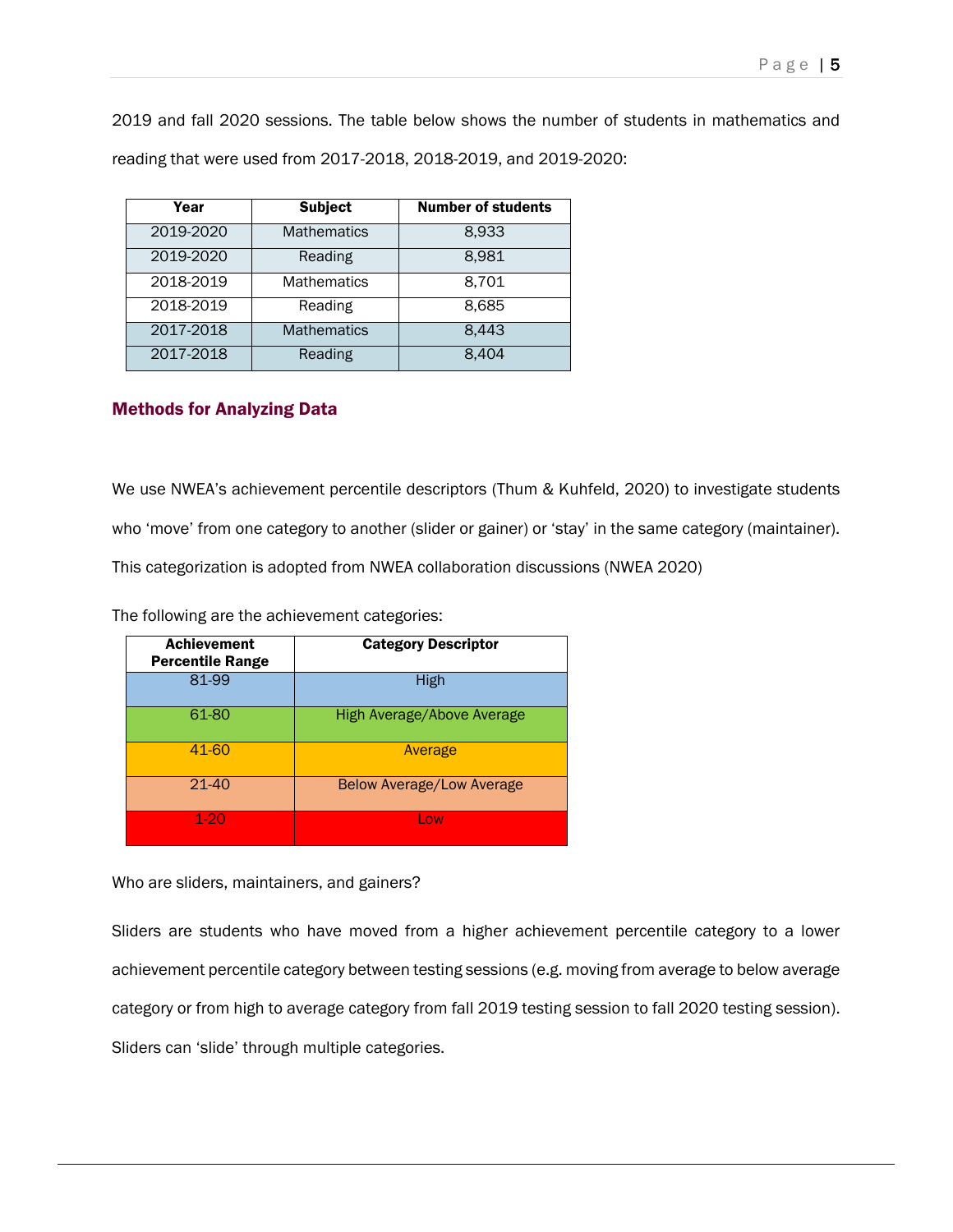2019 and fall 2020 sessions. The table below shows the number of students in mathematics and reading that were used from 2017-2018, 2018-2019, and 2019-2020:

| Year | Subject | Number of students |
|---|---|---|
| 2019-2020 | Mathematics | 8,933 |
| 2019-2020 | Reading | 8,981 |
| 2018-2019 | Mathematics | 8,701 |
| 2018-2019 | Reading | 8,685 |
| 2017-2018 | Mathematics | 8,443 |
| 2017-2018 | Reading | 8,404 |

## Methods for Analyzing Data

We use NWEA's achievement percentile descriptors (Thum & Kuhfeld, 2020) to investigate students who 'move' from one category to another (slider or gainer) or 'stay' in the same category (maintainer). This categorization is adopted from NWEA collaboration discussions (NWEA 2020)

The following are the achievement categories:

| Achievement Percentile Range | Category Descriptor |
|---|---|
| 81-99 | High |
| 61-80 | High Average/Above Average |
| 41-60 | Average |
| 21-40 | Below Average/Low Average |
| 1-20 | Low |

Who are sliders, maintainers, and gainers?

Sliders are students who have moved from a higher achievement percentile category to a lower achievement percentile category between testing sessions (e.g. moving from average to below average category or from high to average category from fall 2019 testing session to fall 2020 testing session). Sliders can 'slide' through multiple categories.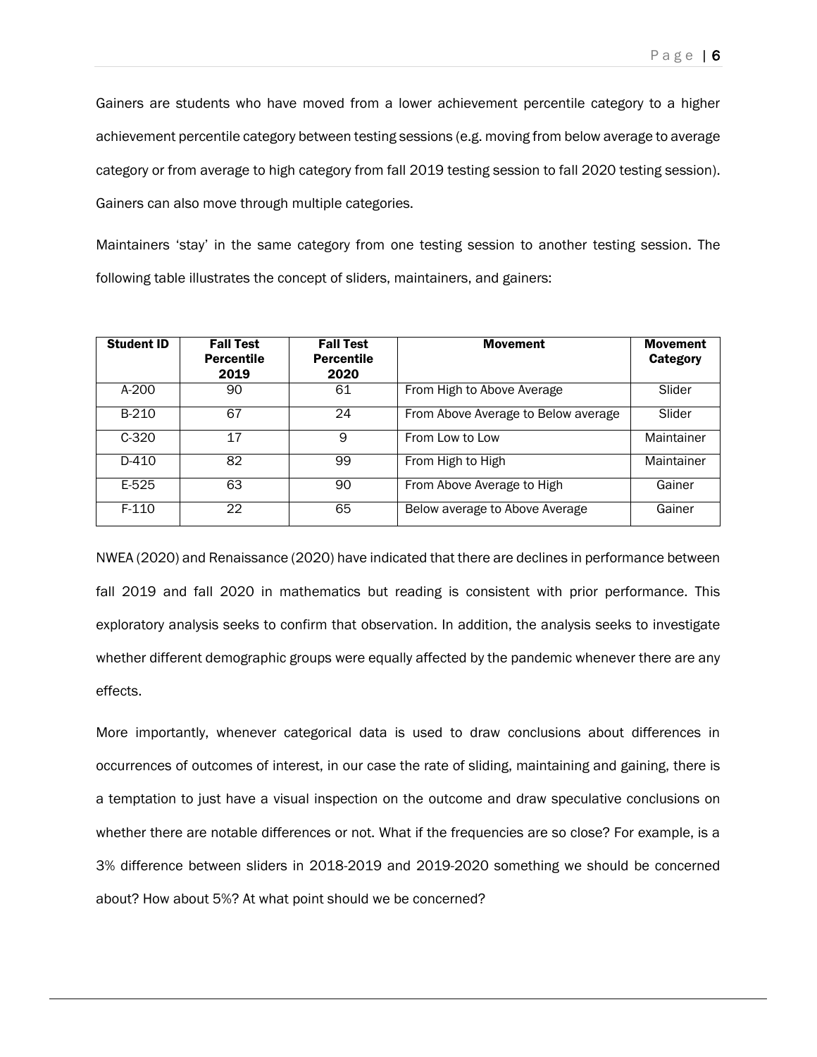Gainers are students who have moved from a lower achievement percentile category to a higher achievement percentile category between testing sessions (e.g. moving from below average to average category or from average to high category from fall 2019 testing session to fall 2020 testing session). Gainers can also move through multiple categories.

Maintainers 'stay' in the same category from one testing session to another testing session. The following table illustrates the concept of sliders, maintainers, and gainers:

| **Student ID** | **Fall Test Percentile 2019** | **Fall Test Percentile 2020** | **Movement** | **Movement Category** |
|---|---|---|---|---|
| A-200 | 90 | 61 | From High to Above Average | Slider |
| B-210 | 67 | 24 | From Above Average to Below average | Slider |
| C-320 | 17 | 9 | From Low to Low | Maintainer |
| D-410 | 82 | 99 | From High to High | Maintainer |
| E-525 | 63 | 90 | From Above Average to High | Gainer |
| F-110 | 22 | 65 | Below average to Above Average | Gainer |

NWEA (2020) and Renaissance (2020) have indicated that there are declines in performance between fall 2019 and fall 2020 in mathematics but reading is consistent with prior performance. This exploratory analysis seeks to confirm that observation. In addition, the analysis seeks to investigate whether different demographic groups were equally affected by the pandemic whenever there are any effects.

More importantly, whenever categorical data is used to draw conclusions about differences in occurrences of outcomes of interest, in our case the rate of sliding, maintaining and gaining, there is a temptation to just have a visual inspection on the outcome and draw speculative conclusions on whether there are notable differences or not. What if the frequencies are so close? For example, is a 3% difference between sliders in 2018-2019 and 2019-2020 something we should be concerned about? How about 5%? At what point should we be concerned?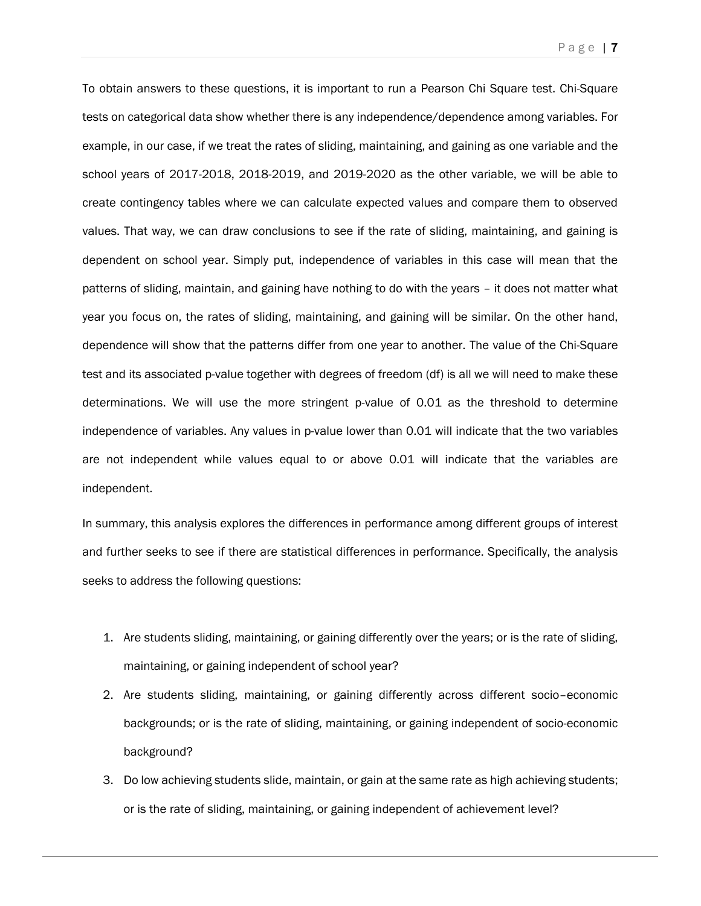To obtain answers to these questions, it is important to run a Pearson Chi Square test. Chi-Square tests on categorical data show whether there is any independence/dependence among variables. For example, in our case, if we treat the rates of sliding, maintaining, and gaining as one variable and the school years of 2017-2018, 2018-2019, and 2019-2020 as the other variable, we will be able to create contingency tables where we can calculate expected values and compare them to observed values. That way, we can draw conclusions to see if the rate of sliding, maintaining, and gaining is dependent on school year. Simply put, independence of variables in this case will mean that the patterns of sliding, maintain, and gaining have nothing to do with the years – it does not matter what year you focus on, the rates of sliding, maintaining, and gaining will be similar. On the other hand, dependence will show that the patterns differ from one year to another. The value of the Chi-Square test and its associated p-value together with degrees of freedom (df) is all we will need to make these determinations. We will use the more stringent p-value of 0.01 as the threshold to determine independence of variables. Any values in p-value lower than 0.01 will indicate that the two variables are not independent while values equal to or above 0.01 will indicate that the variables are independent.

In summary, this analysis explores the differences in performance among different groups of interest and further seeks to see if there are statistical differences in performance. Specifically, the analysis seeks to address the following questions:

1. Are students sliding, maintaining, or gaining differently over the years; or is the rate of sliding, maintaining, or gaining independent of school year?
2. Are students sliding, maintaining, or gaining differently across different socio–economic backgrounds; or is the rate of sliding, maintaining, or gaining independent of socio-economic background?
3. Do low achieving students slide, maintain, or gain at the same rate as high achieving students; or is the rate of sliding, maintaining, or gaining independent of achievement level?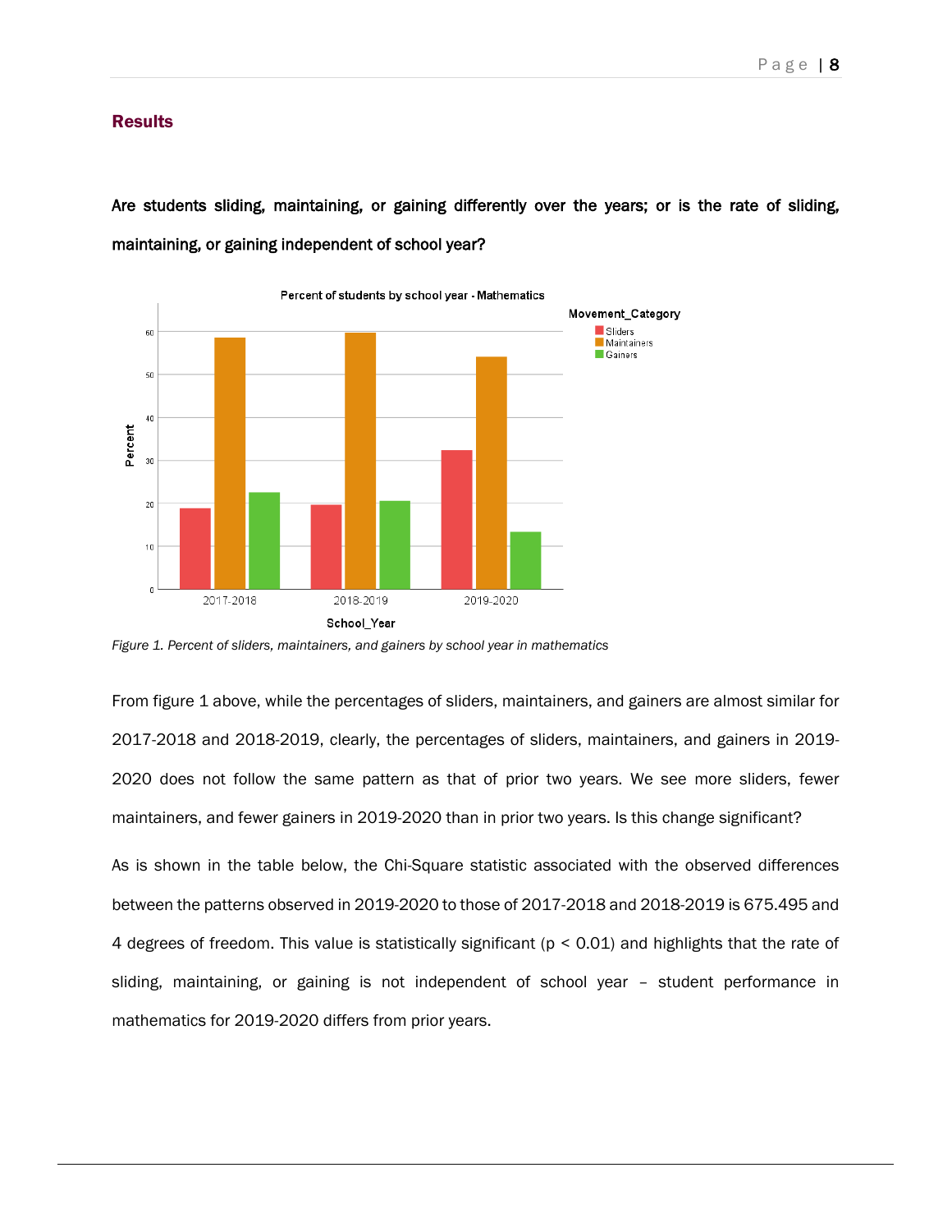## Results

**Are students sliding, maintaining, or gaining differently over the years; or is the rate of sliding, maintaining, or gaining independent of school year?**

*Figure 1. Percent of sliders, maintainers, and gainers by school year in mathematics*

From figure 1 above, while the percentages of sliders, maintainers, and gainers are almost similar for 2017-2018 and 2018-2019, clearly, the percentages of sliders, maintainers, and gainers in 2019-2020 does not follow the same pattern as that of prior two years. We see more sliders, fewer maintainers, and fewer gainers in 2019-2020 than in prior two years. Is this change significant?

As is shown in the table below, the Chi-Square statistic associated with the observed differences between the patterns observed in 2019-2020 to those of 2017-2018 and 2018-2019 is 675.495 and 4 degrees of freedom. This value is statistically significant ($p < 0.01$) and highlights that the rate of sliding, maintaining, or gaining is not independent of school year – student performance in mathematics for 2019-2020 differs from prior years.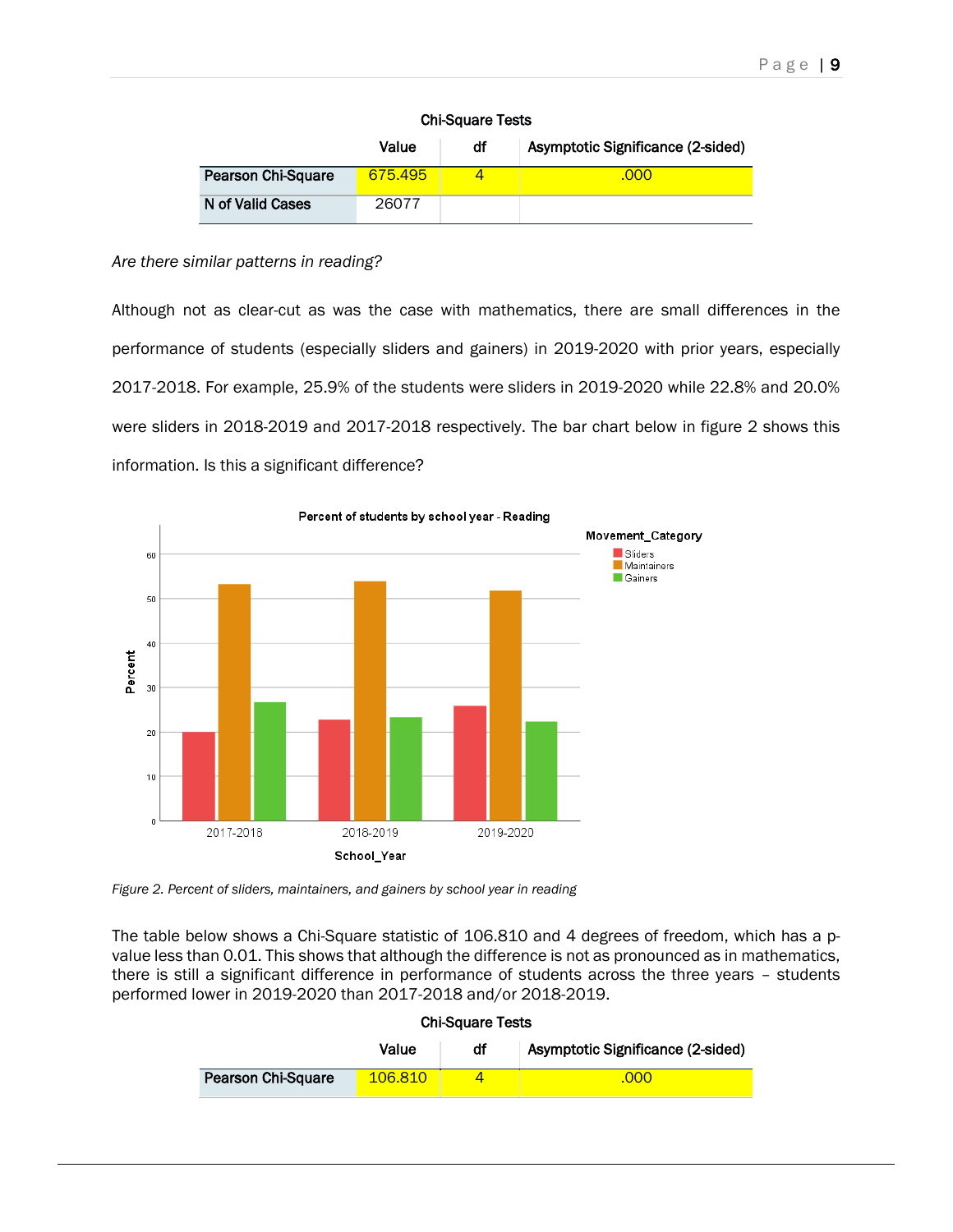**Chi-Square Tests**

| | Value | df | Asymptotic Significance (2-sided) |
|---|---|---|---|
| Pearson Chi-Square | 675.495 | 4 | .000 |
| N of Valid Cases | 26077 | | |

*Are there similar patterns in reading?*

Although not as clear-cut as was the case with mathematics, there are small differences in the performance of students (especially sliders and gainers) in 2019-2020 with prior years, especially 2017-2018. For example, 25.9% of the students were sliders in 2019-2020 while 22.8% and 20.0% were sliders in 2018-2019 and 2017-2018 respectively. The bar chart below in figure 2 shows this information. Is this a significant difference?

*Figure 2. Percent of sliders, maintainers, and gainers by school year in reading*

The table below shows a Chi-Square statistic of 106.810 and 4 degrees of freedom, which has a p-value less than 0.01. This shows that although the difference is not as pronounced as in mathematics, there is still a significant difference in performance of students across the three years – students performed lower in 2019-2020 than 2017-2018 and/or 2018-2019.

**Chi-Square Tests**

| | Value | df | Asymptotic Significance (2-sided) |
|---|---|---|---|
| Pearson Chi-Square | 106.810 | 4 | .000 |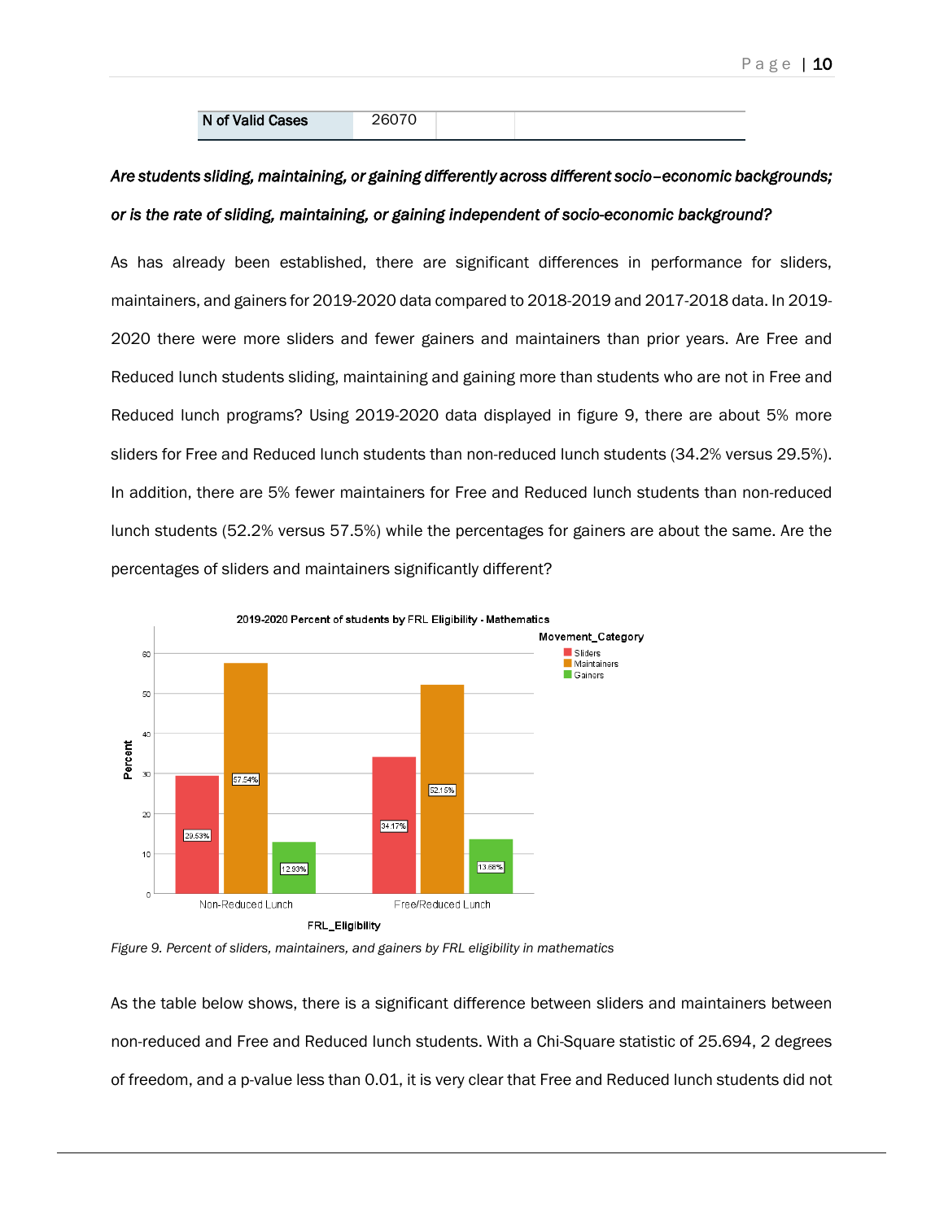| N of Valid Cases | 26070 | | |
|---|---|---|---|

***Are students sliding, maintaining, or gaining differently across different socio–economic backgrounds; or is the rate of sliding, maintaining, or gaining independent of socio-economic background?***

As has already been established, there are significant differences in performance for sliders, maintainers, and gainers for 2019-2020 data compared to 2018-2019 and 2017-2018 data. In 2019-2020 there were more sliders and fewer gainers and maintainers than prior years. Are Free and Reduced lunch students sliding, maintaining and gaining more than students who are not in Free and Reduced lunch programs? Using 2019-2020 data displayed in figure 9, there are about 5% more sliders for Free and Reduced lunch students than non-reduced lunch students (34.2% versus 29.5%). In addition, there are 5% fewer maintainers for Free and Reduced lunch students than non-reduced lunch students (52.2% versus 57.5%) while the percentages for gainers are about the same. Are the percentages of sliders and maintainers significantly different?

*Figure 9. Percent of sliders, maintainers, and gainers by FRL eligibility in mathematics*

As the table below shows, there is a significant difference between sliders and maintainers between non-reduced and Free and Reduced lunch students. With a Chi-Square statistic of 25.694, 2 degrees of freedom, and a p-value less than 0.01, it is very clear that Free and Reduced lunch students did not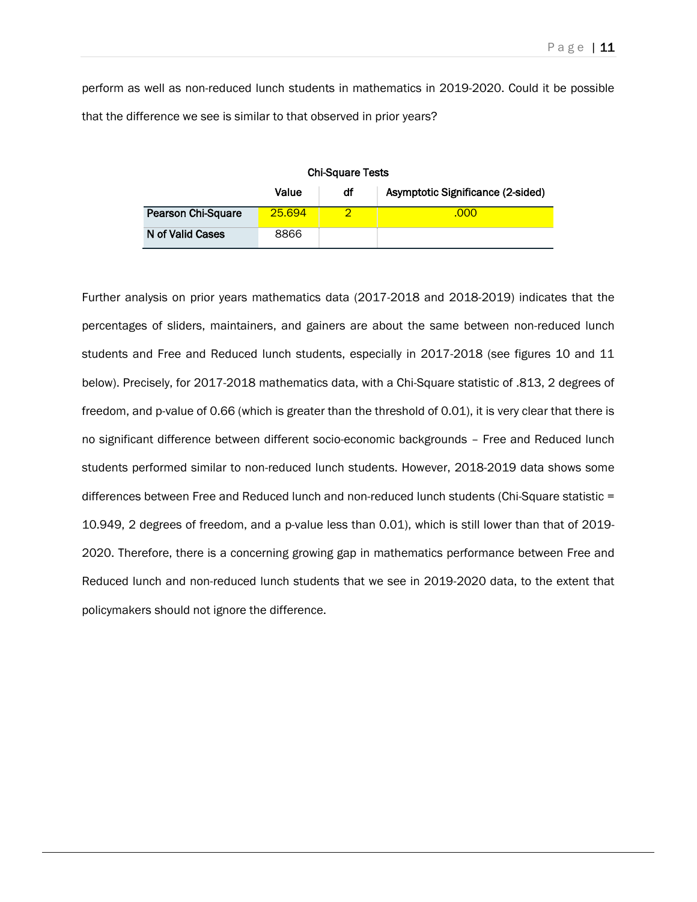perform as well as non-reduced lunch students in mathematics in 2019-2020. Could it be possible that the difference we see is similar to that observed in prior years?

**Chi-Square Tests**

| | Value | df | Asymptotic Significance (2-sided) |
|---|---|---|---|
| Pearson Chi-Square | 25.694 | 2 | .000 |
| N of Valid Cases | 8866 | | |

Further analysis on prior years mathematics data (2017-2018 and 2018-2019) indicates that the percentages of sliders, maintainers, and gainers are about the same between non-reduced lunch students and Free and Reduced lunch students, especially in 2017-2018 (see figures 10 and 11 below). Precisely, for 2017-2018 mathematics data, with a Chi-Square statistic of .813, 2 degrees of freedom, and p-value of 0.66 (which is greater than the threshold of 0.01), it is very clear that there is no significant difference between different socio-economic backgrounds – Free and Reduced lunch students performed similar to non-reduced lunch students. However, 2018-2019 data shows some differences between Free and Reduced lunch and non-reduced lunch students (Chi-Square statistic = 10.949, 2 degrees of freedom, and a p-value less than 0.01), which is still lower than that of 2019-2020. Therefore, there is a concerning growing gap in mathematics performance between Free and Reduced lunch and non-reduced lunch students that we see in 2019-2020 data, to the extent that policymakers should not ignore the difference.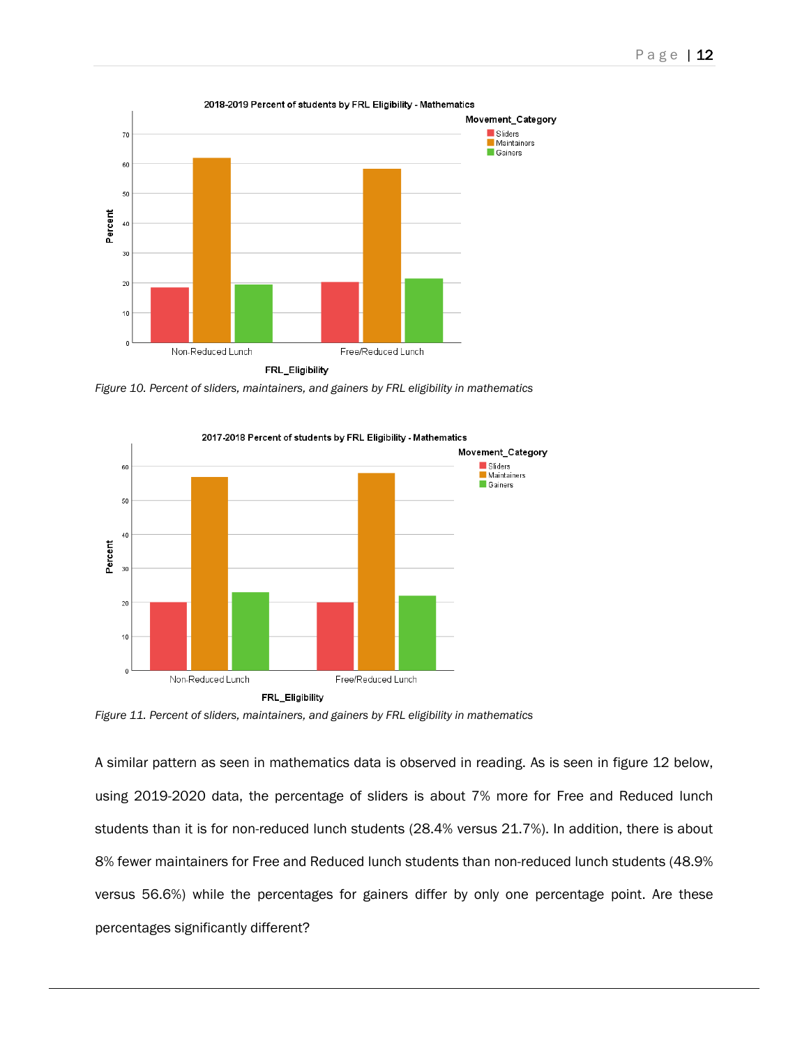*Figure 10. Percent of sliders, maintainers, and gainers by FRL eligibility in mathematics*

*Figure 11. Percent of sliders, maintainers, and gainers by FRL eligibility in mathematics*

A similar pattern as seen in mathematics data is observed in reading. As is seen in figure 12 below, using 2019-2020 data, the percentage of sliders is about 7% more for Free and Reduced lunch students than it is for non-reduced lunch students (28.4% versus 21.7%). In addition, there is about 8% fewer maintainers for Free and Reduced lunch students than non-reduced lunch students (48.9% versus 56.6%) while the percentages for gainers differ by only one percentage point. Are these percentages significantly different?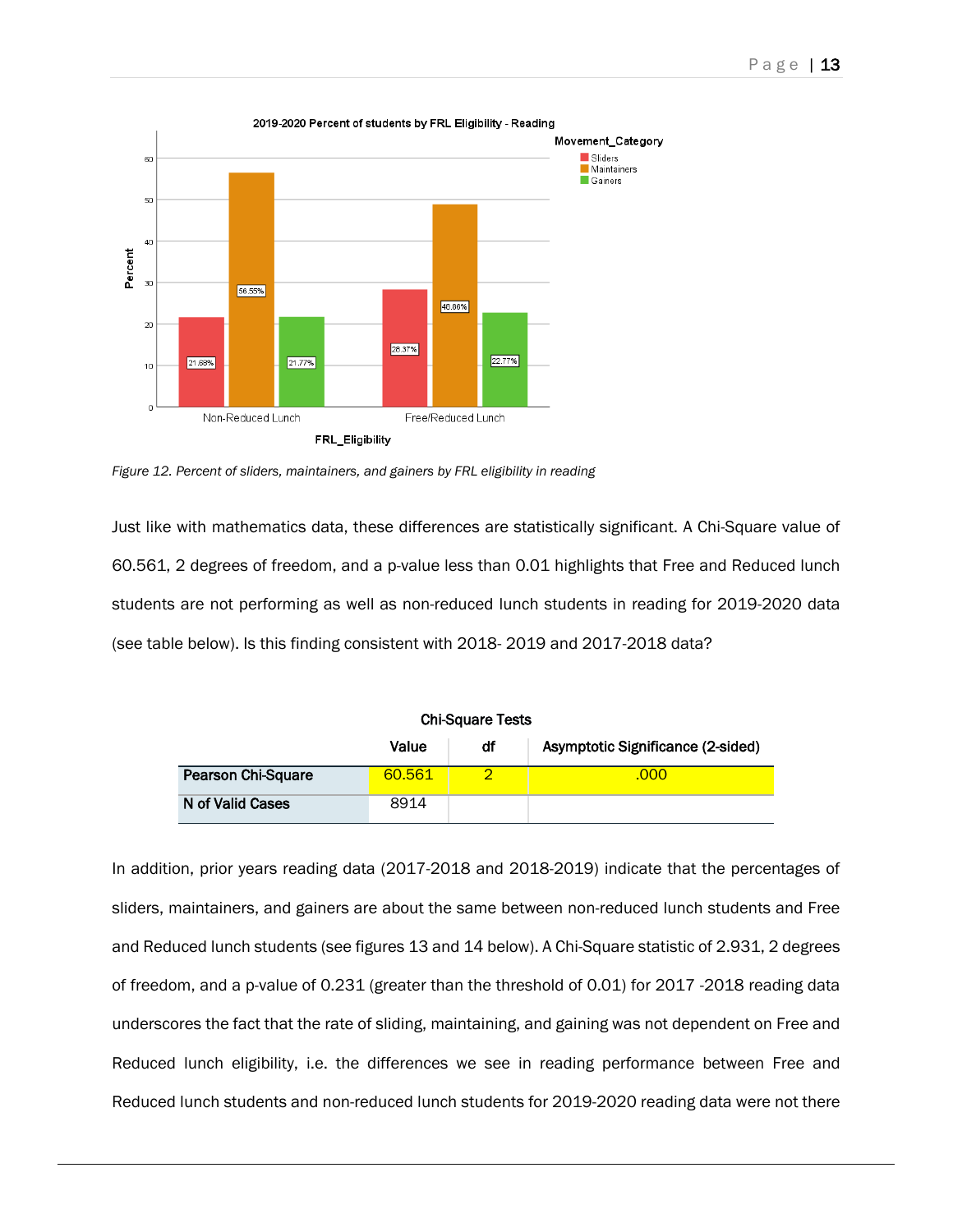*Figure 12. Percent of sliders, maintainers, and gainers by FRL eligibility in reading*

Just like with mathematics data, these differences are statistically significant. A Chi-Square value of 60.561, 2 degrees of freedom, and a p-value less than 0.01 highlights that Free and Reduced lunch students are not performing as well as non-reduced lunch students in reading for 2019-2020 data (see table below). Is this finding consistent with 2018- 2019 and 2017-2018 data?

**Chi-Square Tests**

| | Value | df | Asymptotic Significance (2-sided) |
|---|---|---|---|
| **Pearson Chi-Square** | 60.561 | 2 | .000 |
| **N of Valid Cases** | 8914 | | |

In addition, prior years reading data (2017-2018 and 2018-2019) indicate that the percentages of sliders, maintainers, and gainers are about the same between non-reduced lunch students and Free and Reduced lunch students (see figures 13 and 14 below). A Chi-Square statistic of 2.931, 2 degrees of freedom, and a p-value of 0.231 (greater than the threshold of 0.01) for 2017 -2018 reading data underscores the fact that the rate of sliding, maintaining, and gaining was not dependent on Free and Reduced lunch eligibility, i.e. the differences we see in reading performance between Free and Reduced lunch students and non-reduced lunch students for 2019-2020 reading data were not there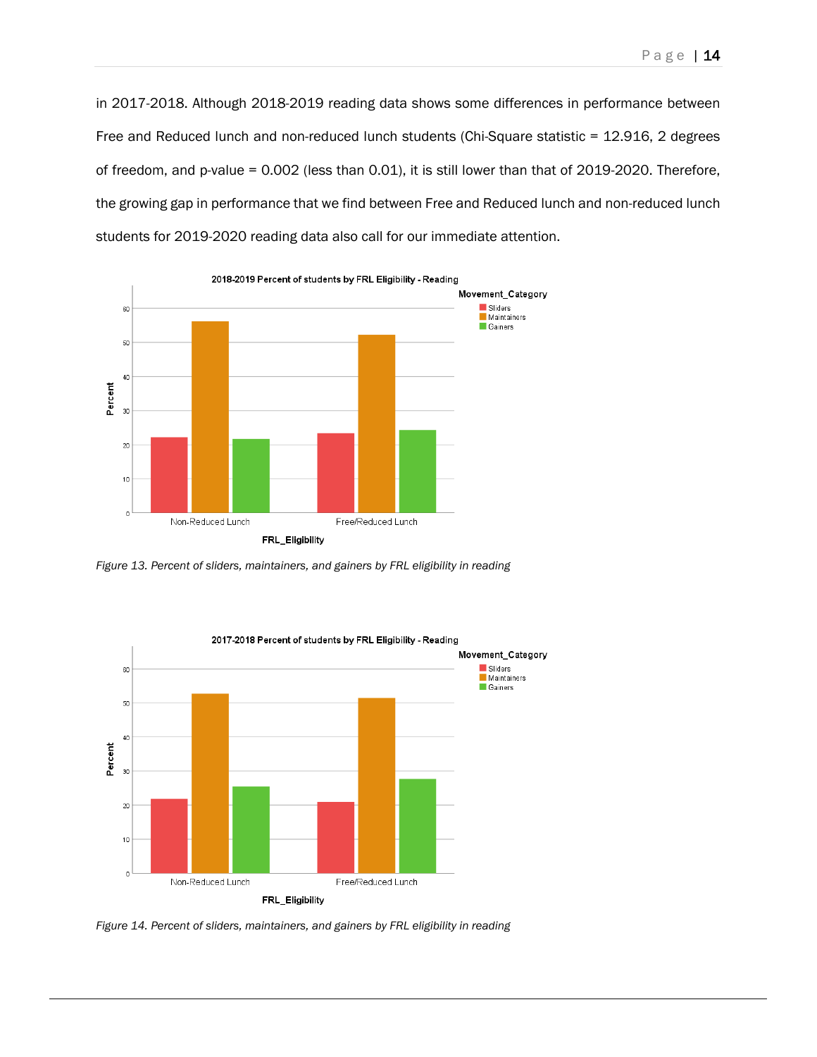in 2017-2018. Although 2018-2019 reading data shows some differences in performance between Free and Reduced lunch and non-reduced lunch students (Chi-Square statistic = 12.916, 2 degrees of freedom, and p-value = 0.002 (less than 0.01), it is still lower than that of 2019-2020. Therefore, the growing gap in performance that we find between Free and Reduced lunch and non-reduced lunch students for 2019-2020 reading data also call for our immediate attention.

*Figure 13. Percent of sliders, maintainers, and gainers by FRL eligibility in reading*

*Figure 14. Percent of sliders, maintainers, and gainers by FRL eligibility in reading*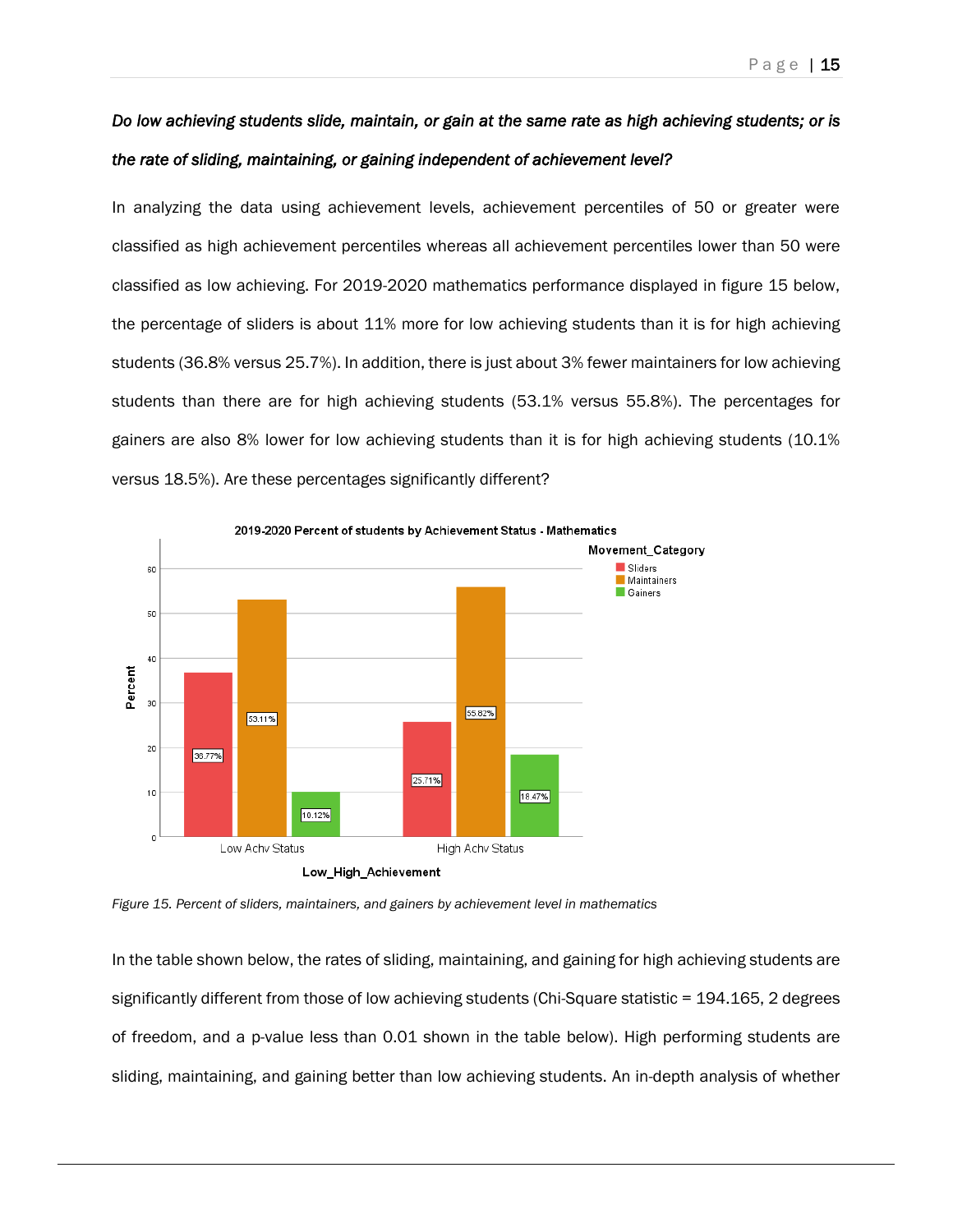***Do low achieving students slide, maintain, or gain at the same rate as high achieving students; or is the rate of sliding, maintaining, or gaining independent of achievement level?***

In analyzing the data using achievement levels, achievement percentiles of 50 or greater were classified as high achievement percentiles whereas all achievement percentiles lower than 50 were classified as low achieving. For 2019-2020 mathematics performance displayed in figure 15 below, the percentage of sliders is about 11% more for low achieving students than it is for high achieving students (36.8% versus 25.7%). In addition, there is just about 3% fewer maintainers for low achieving students than there are for high achieving students (53.1% versus 55.8%). The percentages for gainers are also 8% lower for low achieving students than it is for high achieving students (10.1% versus 18.5%). Are these percentages significantly different?

*Figure 15. Percent of sliders, maintainers, and gainers by achievement level in mathematics*

In the table shown below, the rates of sliding, maintaining, and gaining for high achieving students are significantly different from those of low achieving students (Chi-Square statistic = 194.165, 2 degrees of freedom, and a p-value less than 0.01 shown in the table below). High performing students are sliding, maintaining, and gaining better than low achieving students. An in-depth analysis of whether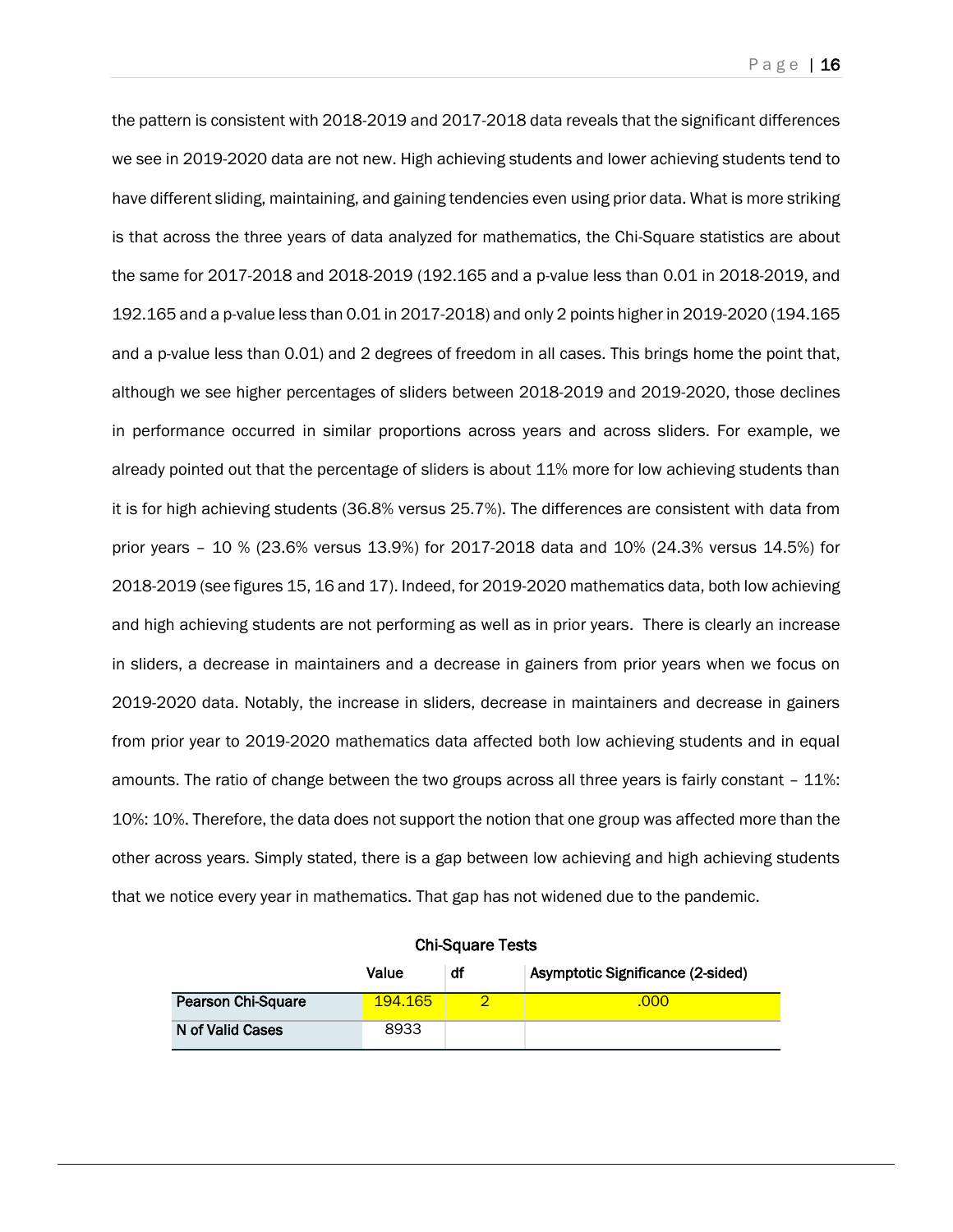the pattern is consistent with 2018-2019 and 2017-2018 data reveals that the significant differences we see in 2019-2020 data are not new. High achieving students and lower achieving students tend to have different sliding, maintaining, and gaining tendencies even using prior data. What is more striking is that across the three years of data analyzed for mathematics, the Chi-Square statistics are about the same for 2017-2018 and 2018-2019 (192.165 and a p-value less than 0.01 in 2018-2019, and 192.165 and a p-value less than 0.01 in 2017-2018) and only 2 points higher in 2019-2020 (194.165 and a p-value less than 0.01) and 2 degrees of freedom in all cases. This brings home the point that, although we see higher percentages of sliders between 2018-2019 and 2019-2020, those declines in performance occurred in similar proportions across years and across sliders. For example, we already pointed out that the percentage of sliders is about 11% more for low achieving students than it is for high achieving students (36.8% versus 25.7%). The differences are consistent with data from prior years – 10 % (23.6% versus 13.9%) for 2017-2018 data and 10% (24.3% versus 14.5%) for 2018-2019 (see figures 15, 16 and 17). Indeed, for 2019-2020 mathematics data, both low achieving and high achieving students are not performing as well as in prior years. There is clearly an increase in sliders, a decrease in maintainers and a decrease in gainers from prior years when we focus on 2019-2020 data. Notably, the increase in sliders, decrease in maintainers and decrease in gainers from prior year to 2019-2020 mathematics data affected both low achieving students and in equal amounts. The ratio of change between the two groups across all three years is fairly constant – 11%: 10%: 10%. Therefore, the data does not support the notion that one group was affected more than the other across years. Simply stated, there is a gap between low achieving and high achieving students that we notice every year in mathematics. That gap has not widened due to the pandemic.

**Chi-Square Tests**

| | Value | df | Asymptotic Significance (2-sided) |
|---|---|---|---|
| Pearson Chi-Square | 194.165 | 2 | .000 |
| N of Valid Cases | 8933 | | |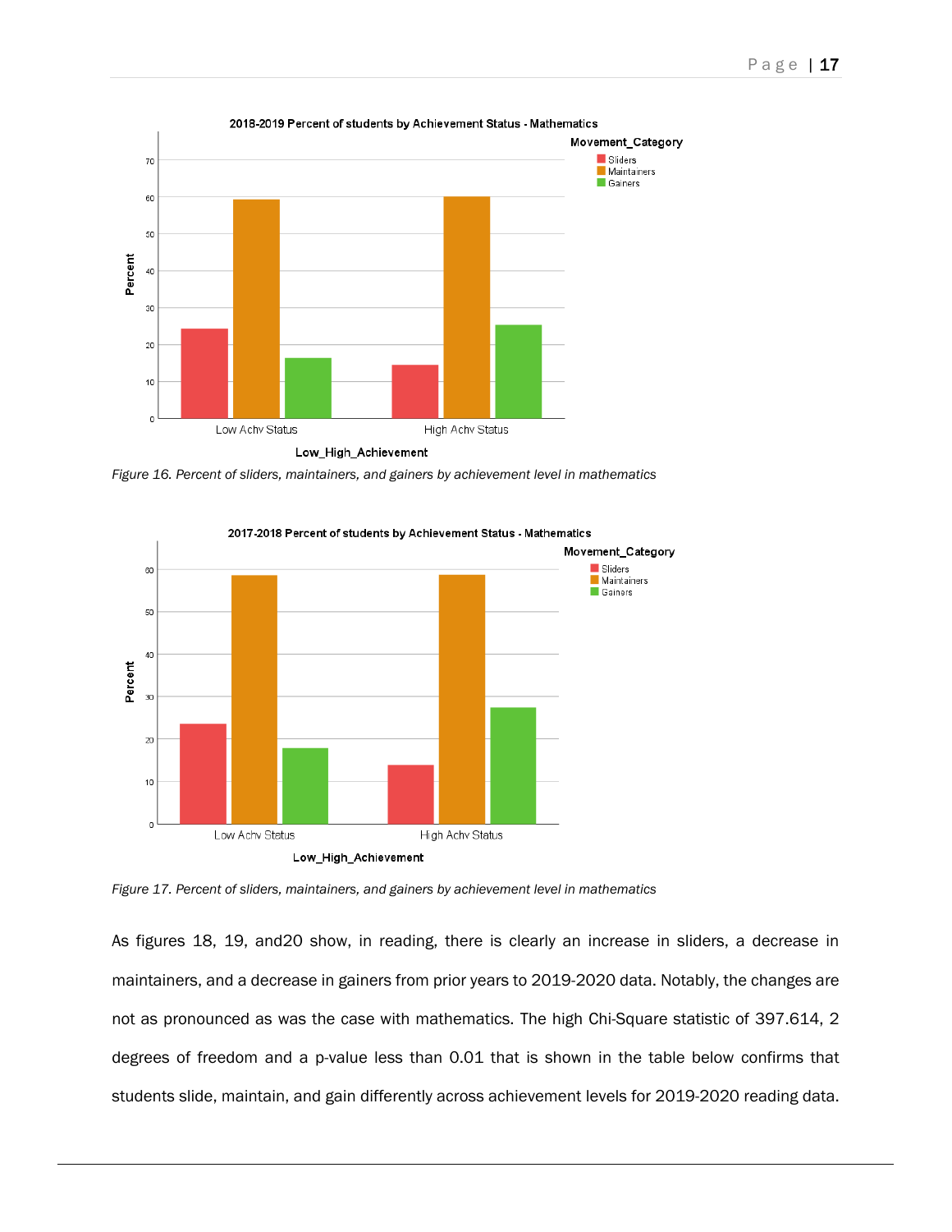Figure 16. Percent of sliders, maintainers, and gainers by achievement level in mathematics

Figure 17. Percent of sliders, maintainers, and gainers by achievement level in mathematics

As figures 18, 19, and20 show, in reading, there is clearly an increase in sliders, a decrease in maintainers, and a decrease in gainers from prior years to 2019-2020 data. Notably, the changes are not as pronounced as was the case with mathematics. The high Chi-Square statistic of 397.614, 2 degrees of freedom and a p-value less than 0.01 that is shown in the table below confirms that students slide, maintain, and gain differently across achievement levels for 2019-2020 reading data.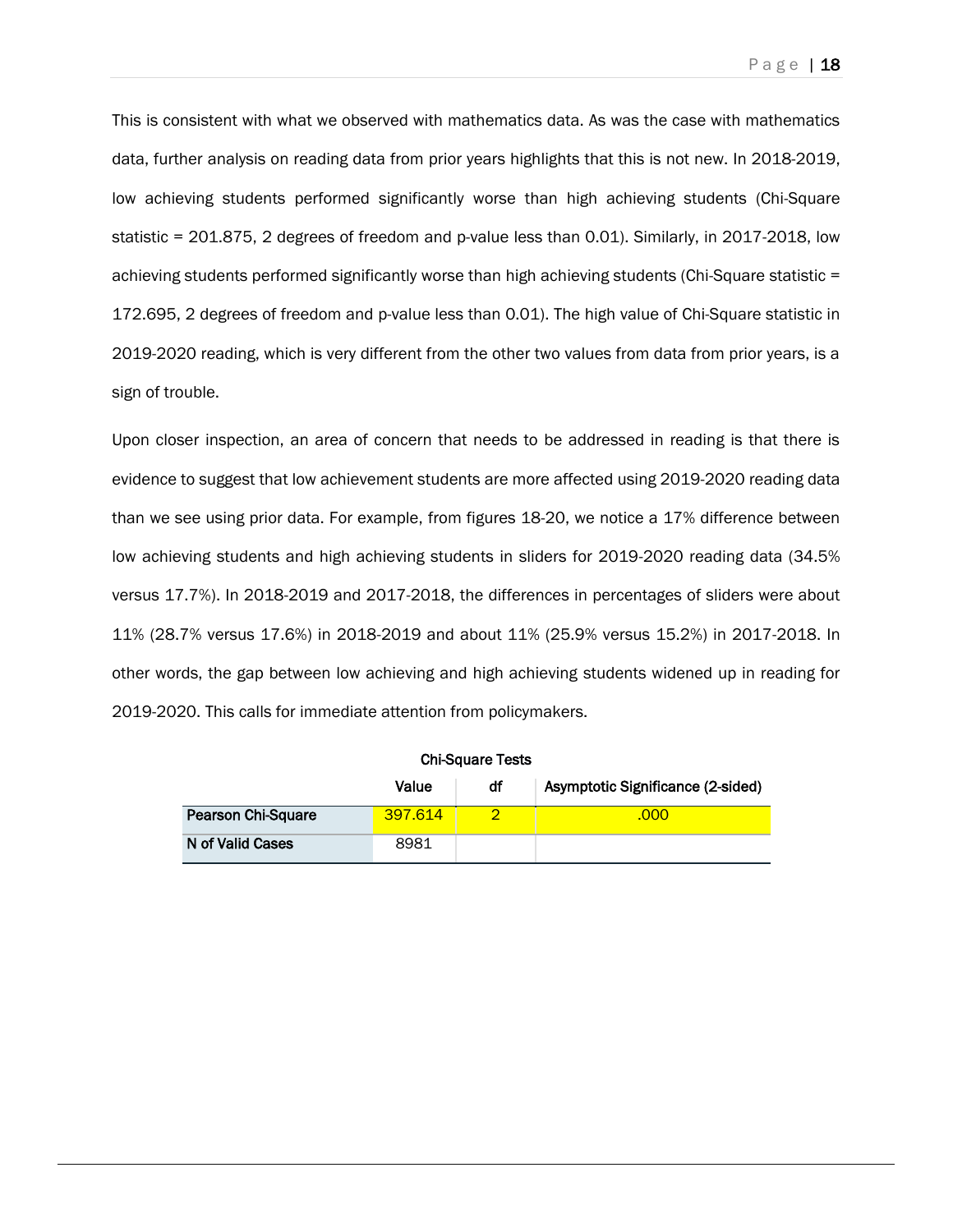This is consistent with what we observed with mathematics data. As was the case with mathematics data, further analysis on reading data from prior years highlights that this is not new. In 2018-2019, low achieving students performed significantly worse than high achieving students (Chi-Square statistic = 201.875, 2 degrees of freedom and p-value less than 0.01). Similarly, in 2017-2018, low achieving students performed significantly worse than high achieving students (Chi-Square statistic = 172.695, 2 degrees of freedom and p-value less than 0.01). The high value of Chi-Square statistic in 2019-2020 reading, which is very different from the other two values from data from prior years, is a sign of trouble.

Upon closer inspection, an area of concern that needs to be addressed in reading is that there is evidence to suggest that low achievement students are more affected using 2019-2020 reading data than we see using prior data. For example, from figures 18-20, we notice a 17% difference between low achieving students and high achieving students in sliders for 2019-2020 reading data (34.5% versus 17.7%). In 2018-2019 and 2017-2018, the differences in percentages of sliders were about 11% (28.7% versus 17.6%) in 2018-2019 and about 11% (25.9% versus 15.2%) in 2017-2018. In other words, the gap between low achieving and high achieving students widened up in reading for 2019-2020. This calls for immediate attention from policymakers.

**Chi-Square Tests**

| | Value | df | Asymptotic Significance (2-sided) |
|---|---|---|---|
| **Pearson Chi-Square** | 397.614 | 2 | .000 |
| **N of Valid Cases** | 8981 | | |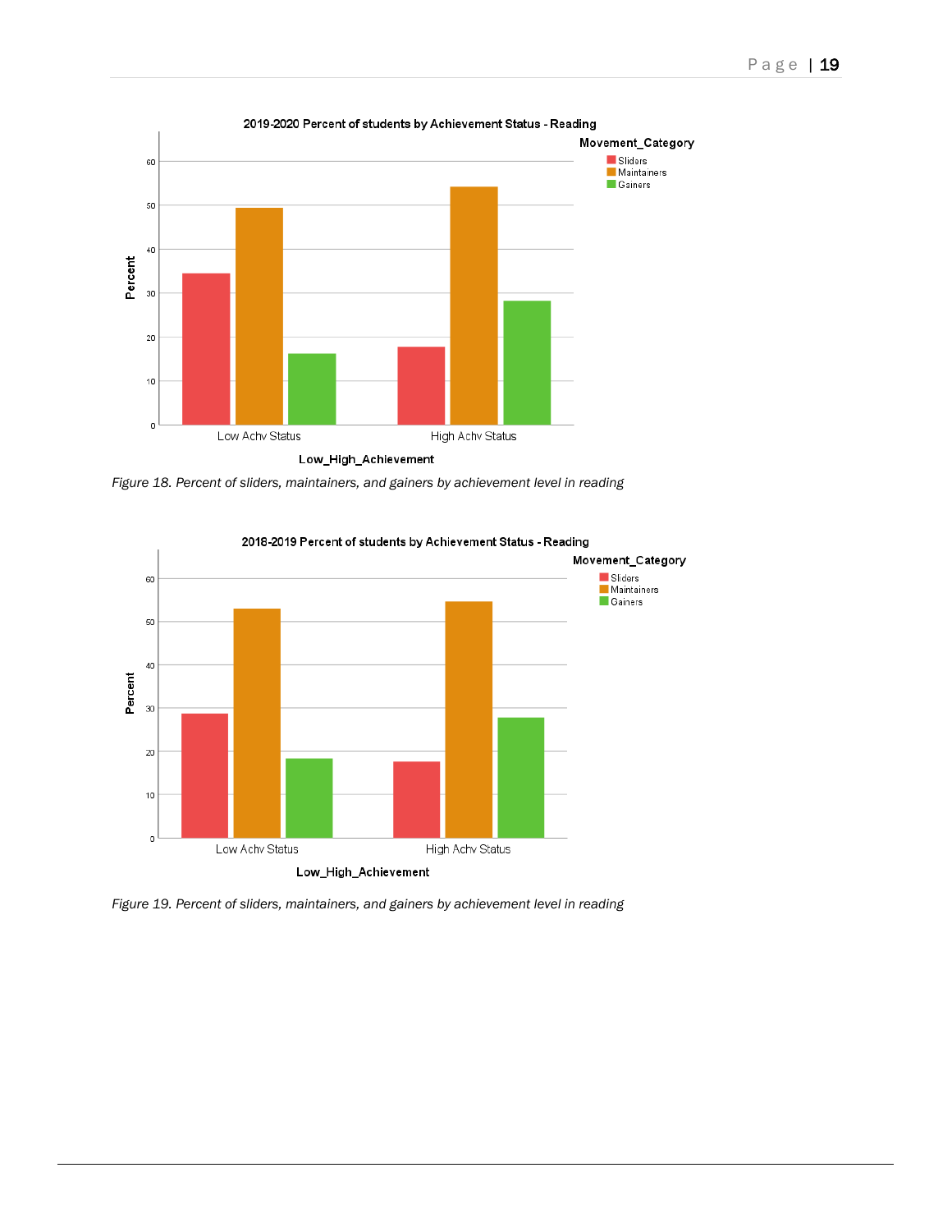Figure 18. Percent of sliders, maintainers, and gainers by achievement level in reading

Figure 19. Percent of sliders, maintainers, and gainers by achievement level in reading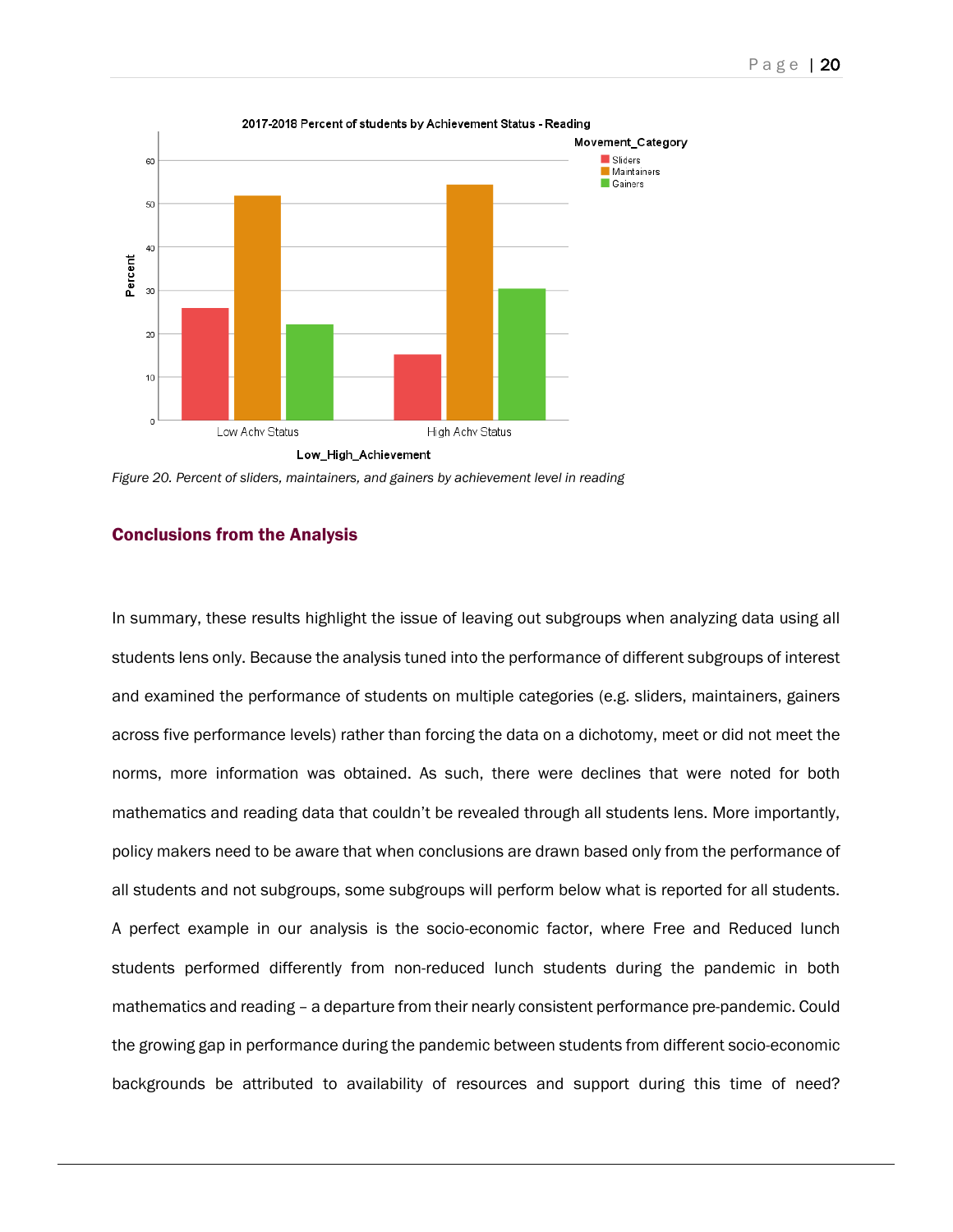Figure 20. Percent of sliders, maintainers, and gainers by achievement level in reading

## Conclusions from the Analysis

In summary, these results highlight the issue of leaving out subgroups when analyzing data using all students lens only. Because the analysis tuned into the performance of different subgroups of interest and examined the performance of students on multiple categories (e.g. sliders, maintainers, gainers across five performance levels) rather than forcing the data on a dichotomy, meet or did not meet the norms, more information was obtained. As such, there were declines that were noted for both mathematics and reading data that couldn't be revealed through all students lens. More importantly, policy makers need to be aware that when conclusions are drawn based only from the performance of all students and not subgroups, some subgroups will perform below what is reported for all students. A perfect example in our analysis is the socio-economic factor, where Free and Reduced lunch students performed differently from non-reduced lunch students during the pandemic in both mathematics and reading – a departure from their nearly consistent performance pre-pandemic. Could the growing gap in performance during the pandemic between students from different socio-economic backgrounds be attributed to availability of resources and support during this time of need?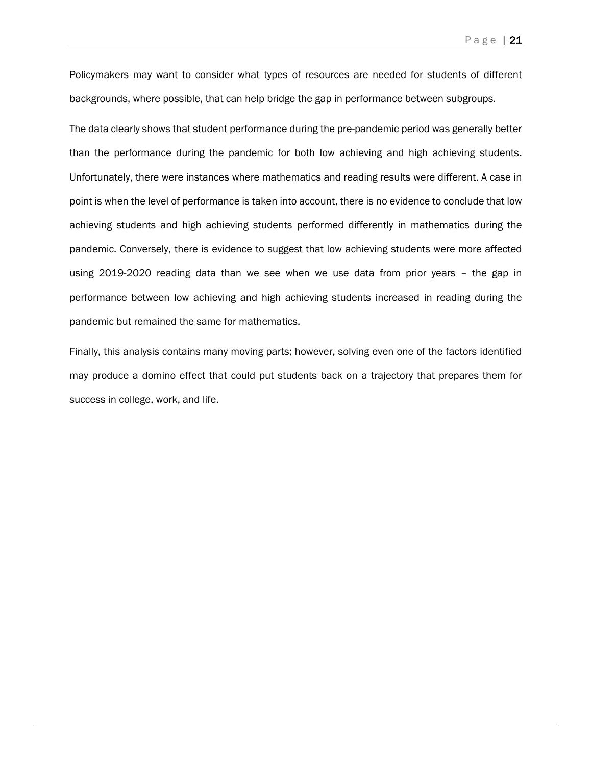Policymakers may want to consider what types of resources are needed for students of different backgrounds, where possible, that can help bridge the gap in performance between subgroups.

The data clearly shows that student performance during the pre-pandemic period was generally better than the performance during the pandemic for both low achieving and high achieving students. Unfortunately, there were instances where mathematics and reading results were different. A case in point is when the level of performance is taken into account, there is no evidence to conclude that low achieving students and high achieving students performed differently in mathematics during the pandemic. Conversely, there is evidence to suggest that low achieving students were more affected using 2019-2020 reading data than we see when we use data from prior years – the gap in performance between low achieving and high achieving students increased in reading during the pandemic but remained the same for mathematics.

Finally, this analysis contains many moving parts; however, solving even one of the factors identified may produce a domino effect that could put students back on a trajectory that prepares them for success in college, work, and life.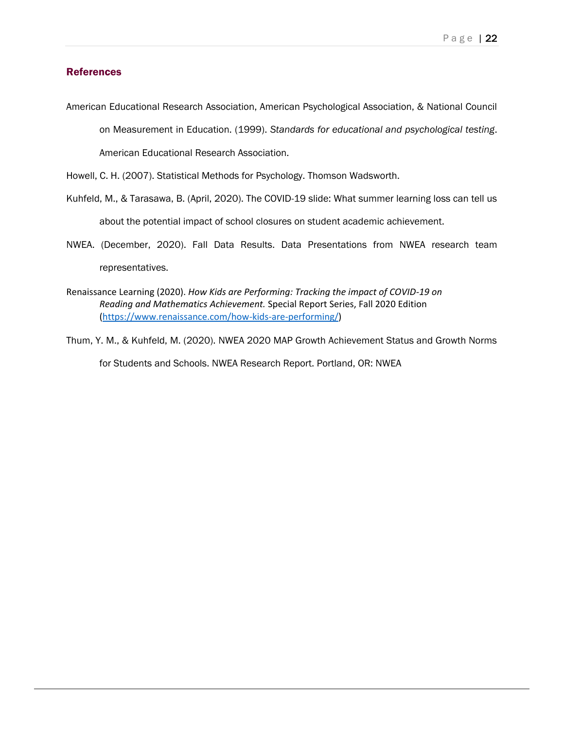## References

American Educational Research Association, American Psychological Association, & National Council on Measurement in Education. (1999). *Standards for educational and psychological testing*. American Educational Research Association.

Howell, C. H. (2007). Statistical Methods for Psychology. Thomson Wadsworth.

Kuhfeld, M., & Tarasawa, B. (April, 2020). The COVID-19 slide: What summer learning loss can tell us about the potential impact of school closures on student academic achievement.

NWEA. (December, 2020). Fall Data Results. Data Presentations from NWEA research team representatives.

Renaissance Learning (2020). *How Kids are Performing: Tracking the impact of COVID-19 on Reading and Mathematics Achievement.* Special Report Series, Fall 2020 Edition (https://www.renaissance.com/how-kids-are-performing/)

Thum, Y. M., & Kuhfeld, M. (2020). NWEA 2020 MAP Growth Achievement Status and Growth Norms for Students and Schools. NWEA Research Report. Portland, OR: NWEA